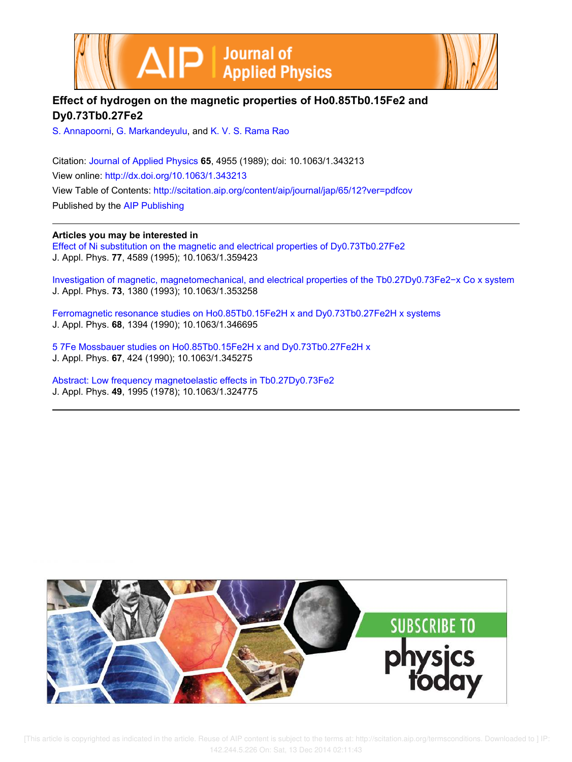# Effect of hydrogen on the magnetic properties of $Ho_{0.85}Tb_{0.15}Fe_2$ and $Dy_{0.73}Tb_{0.27}Fe_2$

S. Annapoorni, G. Markandeyulu, and K. V. S. Rama Rao

Citation: Journal of Applied Physics **65**, 4955 (1989); doi: 10.1063/1.343213
View online: http://dx.doi.org/10.1063/1.343213
View Table of Contents: http://scitation.aip.org/content/aip/journal/jap/65/12?ver=pdfcov
Published by the AIP Publishing

---

**Articles you may be interested in**

Effect of Ni substitution on the magnetic and electrical properties of $Dy_{0.73}Tb_{0.27}Fe_2$
J. Appl. Phys. **77**, 4589 (1995); 10.1063/1.359423

Investigation of magnetic, magnetomechanical, and electrical properties of the $Tb_{0.27}Dy_{0.73}Fe_{2-x}Co_x$ system
J. Appl. Phys. **73**, 1380 (1993); 10.1063/1.353258

Ferromagnetic resonance studies on $Ho_{0.85}Tb_{0.15}Fe_2H_x$ and $Dy_{0.73}Tb_{0.27}Fe_2H_x$ systems
J. Appl. Phys. **68**, 1394 (1990); 10.1063/1.346695

$^{57}Fe$ Mossbauer studies on $Ho_{0.85}Tb_{0.15}Fe_2H_x$ and $Dy_{0.73}Tb_{0.27}Fe_2H_x$
J. Appl. Phys. **67**, 424 (1990); 10.1063/1.345275

Abstract: Low frequency magnetoelastic effects in $Tb_{0.27}Dy_{0.73}Fe_2$
J. Appl. Phys. **49**, 1995 (1978); 10.1063/1.324775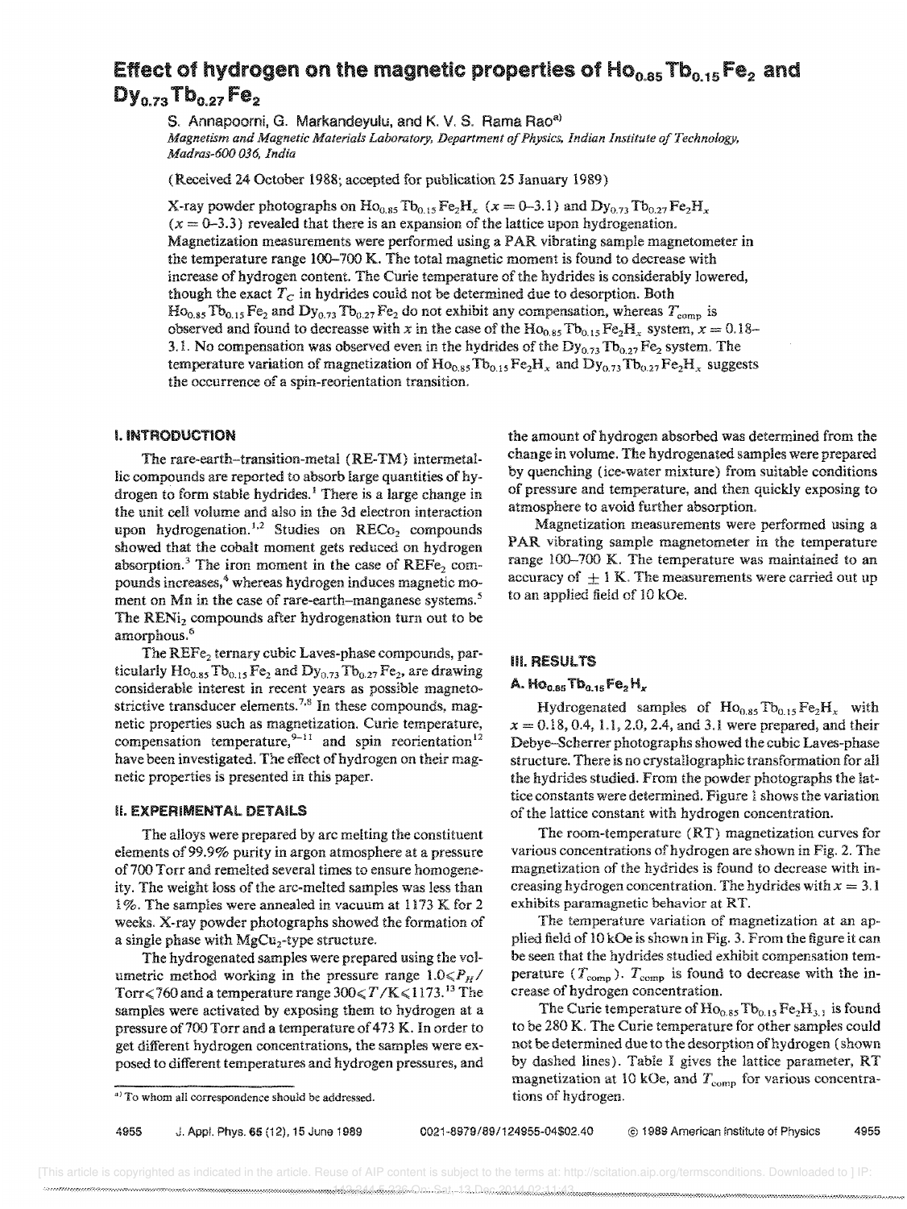# Effect of hydrogen on the magnetic properties of $Ho_{0.85}Tb_{0.15}Fe_2$ and $Dy_{0.73}Tb_{0.27}Fe_2$

S. Annapoorni, G. Markandeyulu, and K. V. S. Rama Rao[a)]

*Magnetism and Magnetic Materials Laboratory, Department of Physics, Indian Institute of Technology, Madras-600 036, India*

(Received 24 October 1988; accepted for publication 25 January 1989)

X-ray powder photographs on $Ho_{0.85}Tb_{0.15}Fe_2H_x$ ($x = 0$–$3.1$) and $Dy_{0.73}Tb_{0.27}Fe_2H_x$ ($x = 0$–$3.3$) revealed that there is an expansion of the lattice upon hydrogenation. Magnetization measurements were performed using a PAR vibrating sample magnetometer in the temperature range 100–700 K. The total magnetic moment is found to decrease with increase of hydrogen content. The Curie temperature of the hydrides is considerably lowered, though the exact $T_C$ in hydrides could not be determined due to desorption. Both $Ho_{0.85}Tb_{0.15}Fe_2$ and $Dy_{0.73}Tb_{0.27}Fe_2$ do not exhibit any compensation, whereas $T_{comp}$ is observed and found to decreasse with $x$ in the case of the $Ho_{0.85}Tb_{0.15}Fe_2H_x$ system, $x = 0.18$–$3.1$. No compensation was observed even in the hydrides of the $Dy_{0.73}Tb_{0.27}Fe_2$ system. The temperature variation of magnetization of $Ho_{0.85}Tb_{0.15}Fe_2H_x$ and $Dy_{0.73}Tb_{0.27}Fe_2H_x$ suggests the occurrence of a spin-reorientation transition.

## I. INTRODUCTION

The rare-earth–transition-metal (RE-TM) intermetallic compounds are reported to absorb large quantities of hydrogen to form stable hydrides.[1] There is a large change in the unit cell volume and also in the 3d electron interaction upon hydrogenation.[1,2] Studies on $RECo_2$ compounds showed that the cobalt moment gets reduced on hydrogen absorption.[3] The iron moment in the case of $REFe_2$ compounds increases,[4] whereas hydrogen induces magnetic moment on Mn in the case of rare-earth–manganese systems.[5] The $RENi_2$ compounds after hydrogenation turn out to be amorphous.[6]

The $REFe_2$ ternary cubic Laves-phase compounds, particularly $Ho_{0.85}Tb_{0.15}Fe_2$ and $Dy_{0.73}Tb_{0.27}Fe_2$, are drawing considerable interest in recent years as possible magnetostrictive transducer elements.[7,8] In these compounds, magnetic properties such as magnetization, Curie temperature, compensation temperature,[9–11] and spin reorientation[12] have been investigated. The effect of hydrogen on their magnetic properties is presented in this paper.

## II. EXPERIMENTAL DETAILS

The alloys were prepared by arc melting the constituent elements of 99.9% purity in argon atmosphere at a pressure of 700 Torr and remelted several times to ensure homogeneity. The weight loss of the arc-melted samples was less than 1%. The samples were annealed in vacuum at 1173 K for 2 weeks. X-ray powder photographs showed the formation of a single phase with $MgCu_2$-type structure.

The hydrogenated samples were prepared using the volumetric method working in the pressure range $1.0 \leqslant P_H/\text{Torr} \leqslant 760$ and a temperature range $300 \leqslant T/\text{K} \leqslant 1173$.[13] The samples were activated by exposing them to hydrogen at a pressure of 700 Torr and a temperature of 473 K. In order to get different hydrogen concentrations, the samples were exposed to different temperatures and hydrogen pressures, and the amount of hydrogen absorbed was determined from the change in volume. The hydrogenated samples were prepared by quenching (ice-water mixture) from suitable conditions of pressure and temperature, and then quickly exposing to atmosphere to avoid further absorption.

Magnetization measurements were performed using a PAR vibrating sample magnetometer in the temperature range 100–700 K. The temperature was maintained to an accuracy of $\pm 1$ K. The measurements were carried out up to an applied field of 10 kOe.

## III. RESULTS

### A. $Ho_{0.85}Tb_{0.15}Fe_2H_x$

Hydrogenated samples of $Ho_{0.85}Tb_{0.15}Fe_2H_x$ with $x = 0.18$, 0.4, 1.1, 2.0, 2.4, and 3.1 were prepared, and their Debye–Scherrer photographs showed the cubic Laves-phase structure. There is no crystallographic transformation for all the hydrides studied. From the powder photographs the lattice constants were determined. Figure 1 shows the variation of the lattice constant with hydrogen concentration.

The room-temperature (RT) magnetization curves for various concentrations of hydrogen are shown in Fig. 2. The magnetization of the hydrides is found to decrease with increasing hydrogen concentration. The hydrides with $x = 3.1$ exhibits paramagnetic behavior at RT.

The temperature variation of magnetization at an applied field of 10 kOe is shown in Fig. 3. From the figure it can be seen that the hydrides studied exhibit compensation temperature ($T_{comp}$). $T_{comp}$ is found to decrease with the increase of hydrogen concentration.

The Curie temperature of $Ho_{0.85}Tb_{0.15}Fe_2H_{3.1}$ is found to be 280 K. The Curie temperature for other samples could not be determined due to the desorption of hydrogen (shown by dashed lines). Table I gives the lattice parameter, RT magnetization at 10 kOe, and $T_{comp}$ for various concentrations of hydrogen.

[a)] To whom all correspondence should be addressed.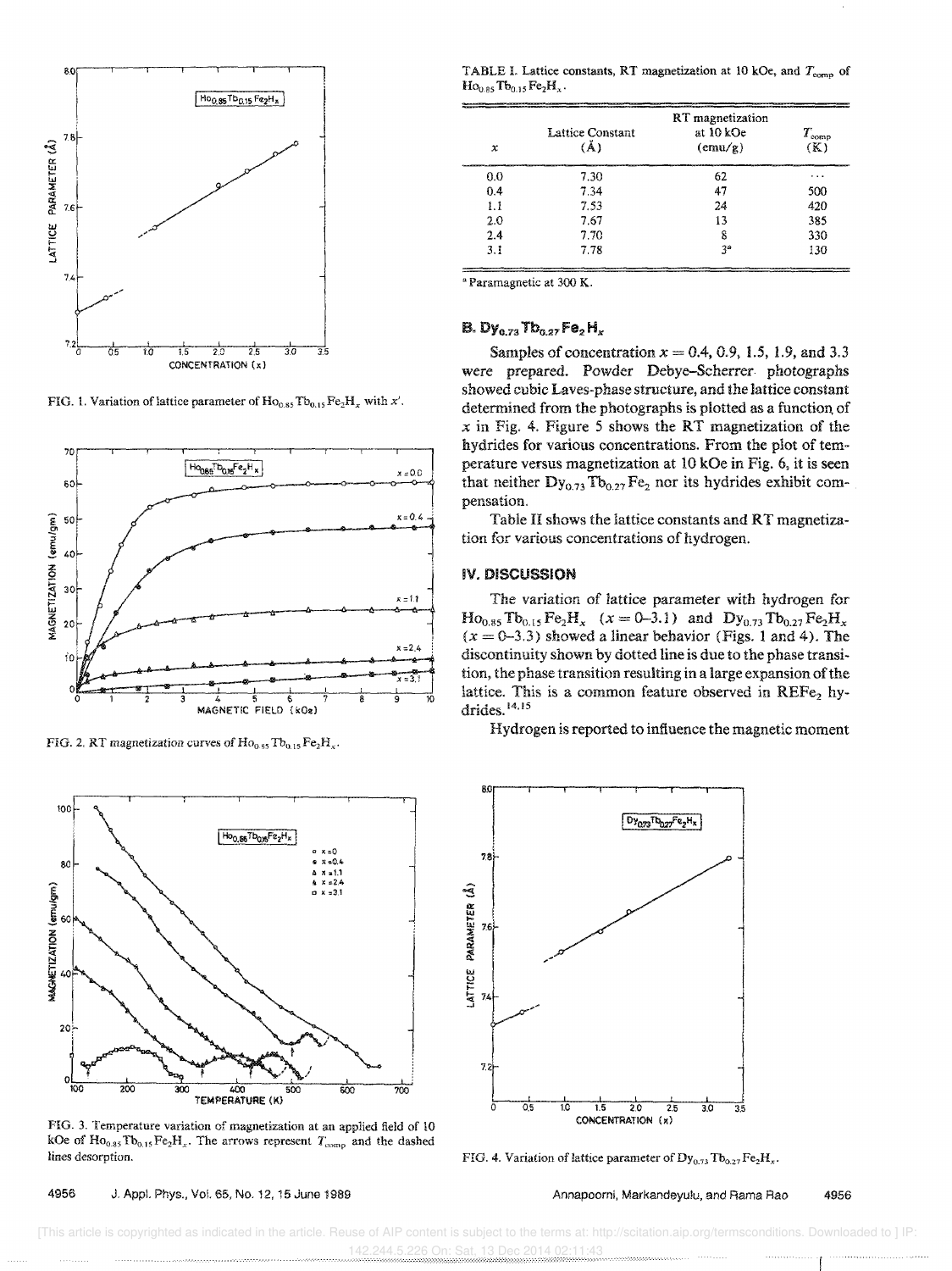FIG. 1. Variation of lattice parameter of $Ho_{0.85}Tb_{0.15}Fe_2H_x$ with $x'$.

FIG. 2. RT magnetization curves of $Ho_{0.85}Tb_{0.15}Fe_2H_x$.

FIG. 3. Temperature variation of magnetization at an applied field of 10 kOe of $Ho_{0.85}Tb_{0.15}Fe_2H_x$. The arrows represent $T_{comp}$ and the dashed lines desorption.

TABLE I. Lattice constants, RT magnetization at 10 kOe, and $T_{comp}$ of $Ho_{0.85}Tb_{0.15}Fe_2H_x$.

| $x$ | Lattice Constant (Å) | RT magnetization at 10 kOe (emu/g) | $T_{comp}$ (K) |
|---|---|---|---|
| 0.0 | 7.30 | 62 | ... |
| 0.4 | 7.34 | 47 | 500 |
| 1.1 | 7.53 | 24 | 420 |
| 2.0 | 7.67 | 13 | 385 |
| 2.4 | 7.70 | 8 | 330 |
| 3.1 | 7.78 | 3[a] | 130 |

[a] Paramagnetic at 300 K.

### B. $Dy_{0.73}Tb_{0.27}Fe_2H_x$

Samples of concentration $x = 0.4$, 0.9, 1.5, 1.9, and 3.3 were prepared. Powder Debye–Scherrer photographs showed cubic Laves-phase structure, and the lattice constant determined from the photographs is plotted as a function of $x$ in Fig. 4. Figure 5 shows the RT magnetization of the hydrides for various concentrations. From the plot of temperature versus magnetization at 10 kOe in Fig. 6, it is seen that neither $Dy_{0.73}Tb_{0.27}Fe_2$ nor its hydrides exhibit compensation.

Table II shows the lattice constants and RT magnetization for various concentrations of hydrogen.

## IV. DISCUSSION

The variation of lattice parameter with hydrogen for $Ho_{0.85}Tb_{0.15}Fe_2H_x$ ($x = 0$–$3.1$) and $Dy_{0.73}Tb_{0.27}Fe_2H_x$ ($x = 0$–$3.3$) showed a linear behavior (Figs. 1 and 4). The discontinuity shown by dotted line is due to the phase transition, the phase transition resulting in a large expansion of the lattice. This is a common feature observed in $REFe_2$ hydrides.[14,15]

Hydrogen is reported to influence the magnetic moment

FIG. 4. Variation of lattice parameter of $Dy_{0.73}Tb_{0.27}Fe_2H_x$.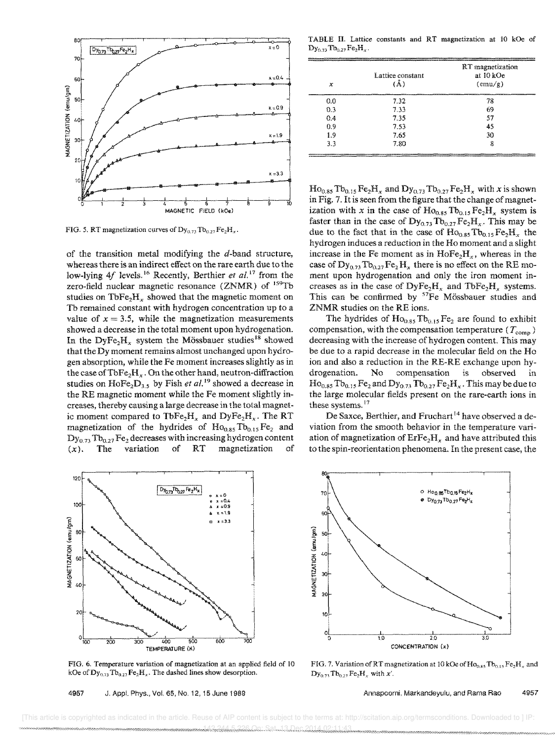FIG. 5. RT magnetization curves of $Dy_{0.73}Tb_{0.27}Fe_2H_x$.

of the transition metal modifying the $d$-band structure, whereas there is an indirect effect on the rare earth due to the low-lying $4f$ levels.[16] Recently, Berthier *et al.*[17] from the zero-field nuclear magnetic resonance (ZNMR) of $^{159}Tb$ studies on $TbFe_2H_x$ showed that the magnetic moment on Tb remained constant with hydrogen concentration up to a value of $x = 3.5$, while the magnetization measurements showed a decrease in the total moment upon hydrogenation. In the $DyFe_2H_x$ system the Mössbauer studies[18] showed that the Dy moment remains almost unchanged upon hydrogen absorption, while the Fe moment increases slightly as in the case of $TbFe_2H_x$. On the other hand, neutron-diffraction studies on $HoFe_2D_{3.5}$ by Fish *et al.*[19] showed a decrease in the RE magnetic moment while the Fe moment slightly increases, thereby causing a large decrease in the total magnetic moment compared to $TbFe_2H_x$ and $DyFe_2H_x$. The RT magnetization of the hydrides of $Ho_{0.85}Tb_{0.15}Fe_2$ and $Dy_{0.73}Tb_{0.27}Fe_2$ decreases with increasing hydrogen content ($x$). The variation of RT magnetization of $Ho_{0.85}Tb_{0.15}Fe_2H_x$ and $Dy_{0.73}Tb_{0.27}Fe_2H_x$ with $x$ is shown in Fig. 7. It is seen from the figure that the change of magnetization with $x$ in the case of $Ho_{0.85}Tb_{0.15}Fe_2H_x$ system is faster than in the case of $Dy_{0.73}Tb_{0.27}Fe_2H_x$. This may be due to the fact that in the case of $Ho_{0.85}Tb_{0.15}Fe_2H_x$ the hydrogen induces a reduction in the Ho moment and a slight increase in the Fe moment as in $HoFe_2H_x$, whereas in the case of $Dy_{0.73}Tb_{0.27}Fe_2H_x$ there is no effect on the RE moment upon hydrogenation and only the iron moment increases as in the case of $DyFe_2H_x$ and $TbFe_2H_x$ systems. This can be confirmed by $^{57}Fe$ Mössbauer studies and ZNMR studies on the RE ions.

TABLE II. Lattice constants and RT magnetization at 10 kOe of $Dy_{0.73}Tb_{0.27}Fe_2H_x$.

| $x$ | Lattice constant (Å) | RT magnetization at 10 kOe (emu/g) |
|---|---|---|
| 0.0 | 7.32 | 78 |
| 0.3 | 7.33 | 69 |
| 0.4 | 7.35 | 57 |
| 0.9 | 7.53 | 45 |
| 1.9 | 7.65 | 30 |
| 3.3 | 7.80 | 8 |

The hydrides of $Ho_{0.85}Tb_{0.15}Fe_2$ are found to exhibit compensation, with the compensation temperature ($T_{comp}$) decreasing with the increase of hydrogen content. This may be due to a rapid decrease in the molecular field on the Ho ion and also a reduction in the RE-RE exchange upon hydrogenation. No compensation is observed in $Ho_{0.85}Tb_{0.15}Fe_2$ and $Dy_{0.73}Tb_{0.27}Fe_2H_x$. This may be due to the large molecular fields present on the rare-earth ions in these systems.[17]

De Saxce, Berthier, and Fruchart[14] have observed a deviation from the smooth behavior in the temperature variation of magnetization of $ErFe_2H_x$ and have attributed this to the spin-reorientation phenomena. In the present case, the

FIG. 6. Temperature variation of magnetization at an applied field of 10 kOe of $Dy_{0.73}Tb_{0.27}Fe_2H_x$. The dashed lines show desorption.

FIG. 7. Variation of RT magnetization at 10 kOe of $Ho_{0.85}Tb_{0.15}Fe_2H_x$ and $Dy_{0.73}Tb_{0.27}Fe_2H_x$ with $x$'.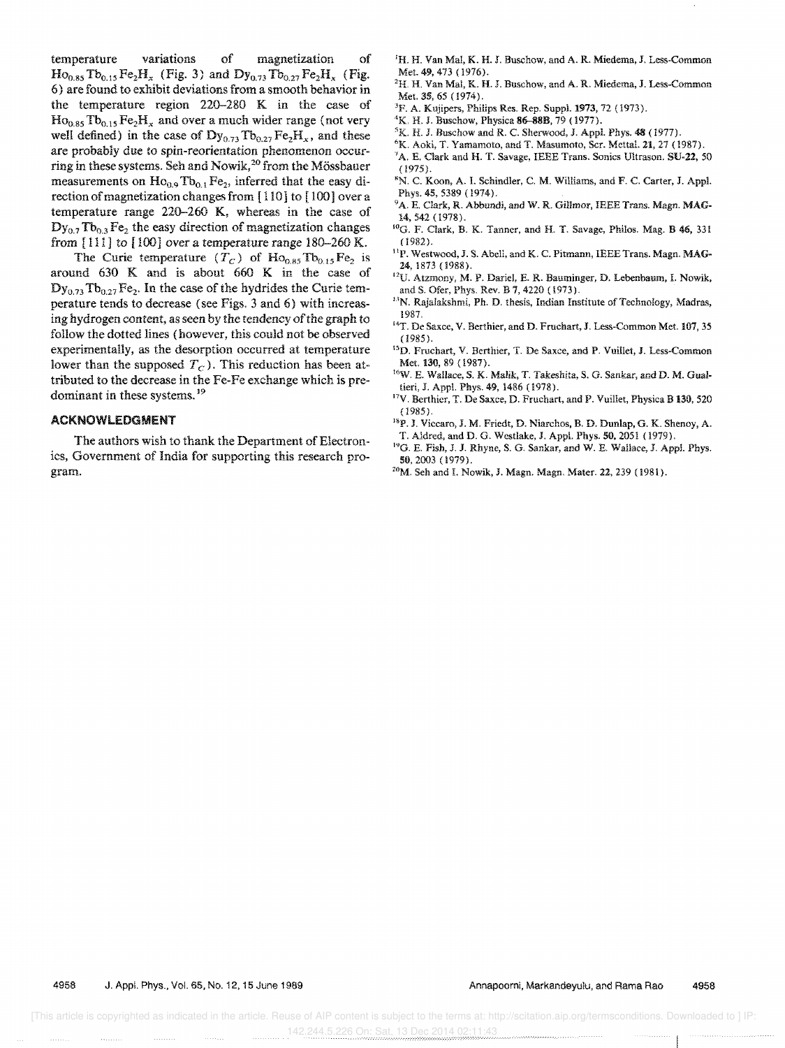temperature variations of magnetization of $Ho_{0.85}Tb_{0.15}Fe_2H_x$ (Fig. 3) and $Dy_{0.73}Tb_{0.27}Fe_2H_x$ (Fig. 6) are found to exhibit deviations from a smooth behavior in the temperature region 220–280 K in the case of $Ho_{0.85}Tb_{0.15}Fe_2H_x$ and over a much wider range (not very well defined) in the case of $Dy_{0.73}Tb_{0.27}Fe_2H_x$, and these are probably due to spin-reorientation phenomenon occurring in these systems. Seh and Nowik,[20] from the Mössbauer measurements on $Ho_{0.9}Tb_{0.1}Fe_2$, inferred that the easy direction of magnetization changes from [110] to [100] over a temperature range 220–260 K, whereas in the case of $Dy_{0.7}Tb_{0.3}Fe_2$ the easy direction of magnetization changes from [111] to [100] over a temperature range 180–260 K.

The Curie temperature ($T_C$) of $Ho_{0.85}Tb_{0.15}Fe_2$ is around 630 K and is about 660 K in the case of $Dy_{0.73}Tb_{0.27}Fe_2$. In the case of the hydrides the Curie temperature tends to decrease (see Figs. 3 and 6) with increasing hydrogen content, as seen by the tendency of the graph to follow the dotted lines (however, this could not be observed experimentally, as the desorption occurred at temperature lower than the supposed $T_C$). This reduction has been attributed to the decrease in the Fe-Fe exchange which is predominant in these systems.[19]

## ACKNOWLEDGMENT

The authors wish to thank the Department of Electronics, Government of India for supporting this research program.

[1] H. H. Van Mal, K. H. J. Buschow, and A. R. Miedema, J. Less-Common Met. 49, 473 (1976).

[2] H. H. Van Mal, K. H. J. Buschow, and A. R. Miedema, J. Less-Common Met. 35, 65 (1974).

[3] F. A. Kuijpers, Philips Res. Rep. Suppl. 1973, 72 (1973).

[4] K. H. J. Buschow, Physica 86–88B, 79 (1977).

[5] K. H. J. Buschow and R. C. Sherwood, J. Appl. Phys. 48 (1977).

[6] K. Aoki, T. Yamamoto, and T. Masumoto, Scr. Mettal. 21, 27 (1987).

[7] A. E. Clark and H. T. Savage, IEEE Trans. Sonics Ultrason. SU-22, 50 (1975).

[8] N. C. Koon, A. I. Schindler, C. M. Williams, and F. C. Carter, J. Appl. Phys. 45, 5389 (1974).

[9] A. E. Clark, R. Abbundi, and W. R. Gillmor, IEEE Trans. Magn. MAG-14, 542 (1978).

[10] G. F. Clark, B. K. Tanner, and H. T. Savage, Philos. Mag. B 46, 331 (1982).

[11] P. Westwood, J. S. Abell, and K. C. Pitmann, IEEE Trans. Magn. MAG-24, 1873 (1988).

[12] U. Atzmony, M. P. Dariel, E. R. Bauminger, D. Lebenbaum, I. Nowik, and S. Ofer, Phys. Rev. B 7, 4220 (1973).

[13] N. Rajalakshmi, Ph. D. thesis, Indian Institute of Technology, Madras, 1987.

[14] T. De Saxce, V. Berthier, and D. Fruchart, J. Less-Common Met. 107, 35 (1985).

[15] D. Fruchart, V. Berthier, T. De Saxce, and P. Vuillet, J. Less-Common Met. 130, 89 (1987).

[16] W. E. Wallace, S. K. Malik, T. Takeshita, S. G. Sankar, and D. M. Gualtieri, J. Appl. Phys. 49, 1486 (1978).

[17] V. Berthier, T. De Saxce, D. Fruchart, and P. Vuillet, Physica B 130, 520 (1985).

[18] P. J. Viccaro, J. M. Friedt, D. Niarchos, B. D. Dunlap, G. K. Shenoy, A. T. Aldred, and D. G. Westlake, J. Appl. Phys. 50, 2051 (1979).

[19] G. E. Fish, J. J. Rhyne, S. G. Sankar, and W. E. Wallace, J. Appl. Phys. 50, 2003 (1979).

[20] M. Seh and I. Nowik, J. Magn. Magn. Mater. 22, 239 (1981).